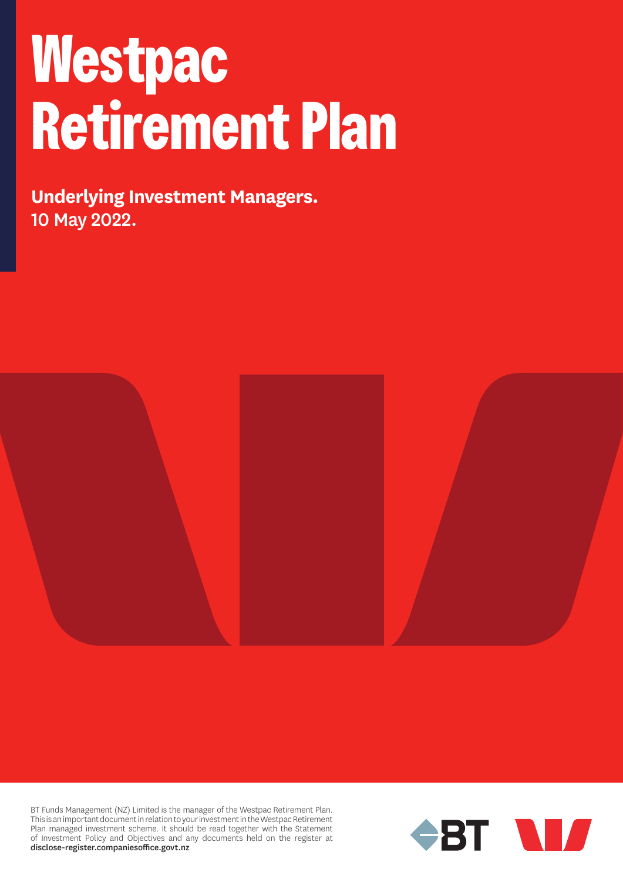# Westpac Retirement Plan

**Underlying Investment Managers.**
10 May 2022.

BT Funds Management (NZ) Limited is the manager of the Westpac Retirement Plan. This is an important document in relation to your investment in the Westpac Retirement Plan managed investment scheme. It should be read together with the Statement of Investment Policy and Objectives and any documents held on the register at **disclose-register.companiesoffice.govt.nz**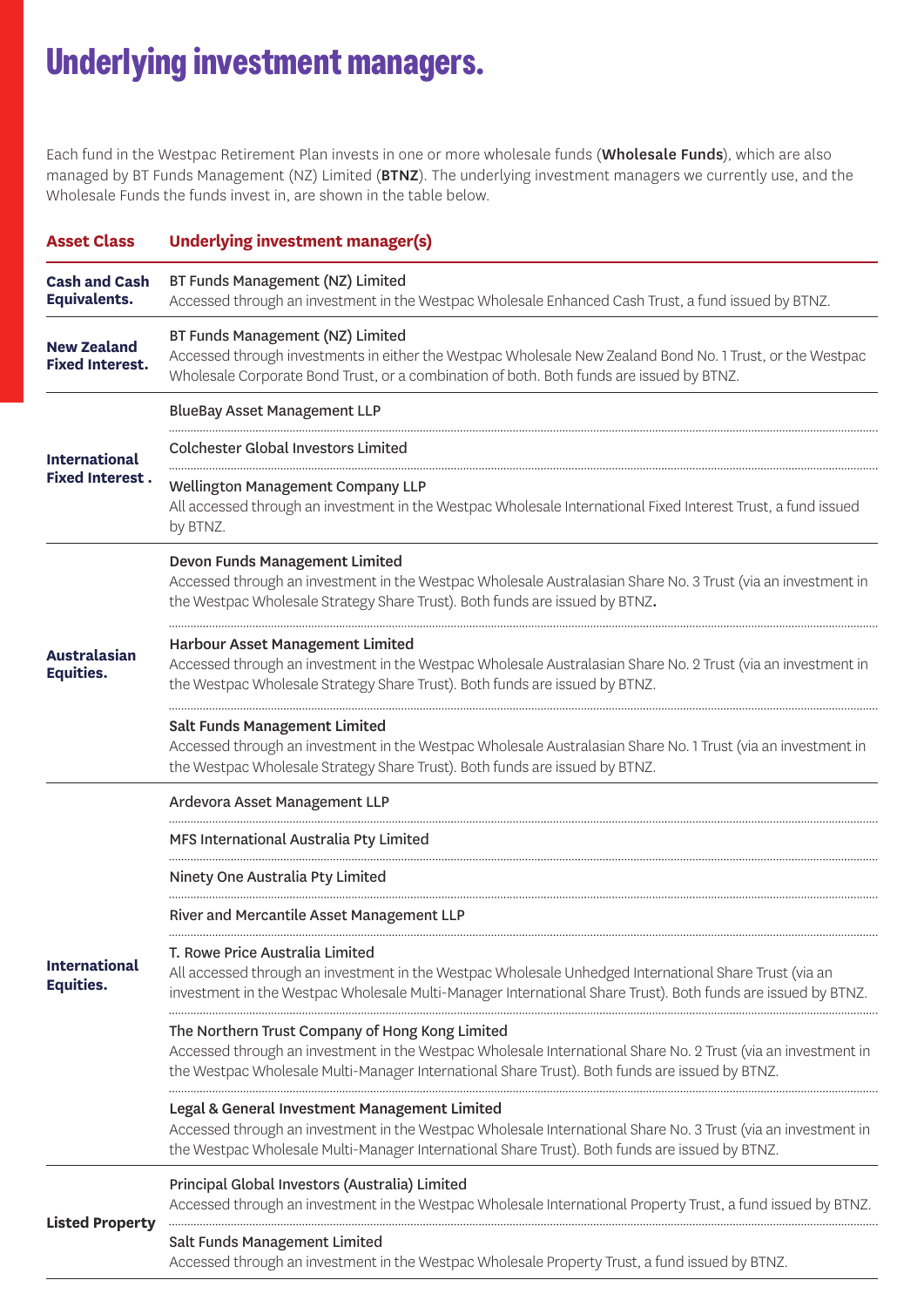# Underlying investment managers.

Each fund in the Westpac Retirement Plan invests in one or more wholesale funds (**Wholesale Funds**), which are also managed by BT Funds Management (NZ) Limited (**BTNZ**). The underlying investment managers we currently use, and the Wholesale Funds the funds invest in, are shown in the table below.

| Asset Class | Underlying investment manager(s) |
|---|---|
| **Cash and Cash Equivalents.** | BT Funds Management (NZ) Limited<br>Accessed through an investment in the Westpac Wholesale Enhanced Cash Trust, a fund issued by BTNZ. |
| **New Zealand Fixed Interest.** | BT Funds Management (NZ) Limited<br>Accessed through investments in either the Westpac Wholesale New Zealand Bond No. 1 Trust, or the Westpac Wholesale Corporate Bond Trust, or a combination of both. Both funds are issued by BTNZ. |
| **International Fixed Interest .** | BlueBay Asset Management LLP |
| | Colchester Global Investors Limited |
| | Wellington Management Company LLP<br>All accessed through an investment in the Westpac Wholesale International Fixed Interest Trust, a fund issued by BTNZ. |
| **Australasian Equities.** | Devon Funds Management Limited<br>Accessed through an investment in the Westpac Wholesale Australasian Share No. 3 Trust (via an investment in the Westpac Wholesale Strategy Share Trust). Both funds are issued by BTNZ. |
| | Harbour Asset Management Limited<br>Accessed through an investment in the Westpac Wholesale Australasian Share No. 2 Trust (via an investment in the Westpac Wholesale Strategy Share Trust). Both funds are issued by BTNZ. |
| | Salt Funds Management Limited<br>Accessed through an investment in the Westpac Wholesale Australasian Share No. 1 Trust (via an investment in the Westpac Wholesale Strategy Share Trust). Both funds are issued by BTNZ. |
| **International Equities.** | Ardevora Asset Management LLP |
| | MFS International Australia Pty Limited |
| | Ninety One Australia Pty Limited |
| | River and Mercantile Asset Management LLP |
| | T. Rowe Price Australia Limited<br>All accessed through an investment in the Westpac Wholesale Unhedged International Share Trust (via an investment in the Westpac Wholesale Multi-Manager International Share Trust). Both funds are issued by BTNZ. |
| | The Northern Trust Company of Hong Kong Limited<br>Accessed through an investment in the Westpac Wholesale International Share No. 2 Trust (via an investment in the Westpac Wholesale Multi-Manager International Share Trust). Both funds are issued by BTNZ. |
| | Legal & General Investment Management Limited<br>Accessed through an investment in the Westpac Wholesale International Share No. 3 Trust (via an investment in the Westpac Wholesale Multi-Manager International Share Trust). Both funds are issued by BTNZ. |
| **Listed Property** | Principal Global Investors (Australia) Limited<br>Accessed through an investment in the Westpac Wholesale International Property Trust, a fund issued by BTNZ. |
| | Salt Funds Management Limited<br>Accessed through an investment in the Westpac Wholesale Property Trust, a fund issued by BTNZ. |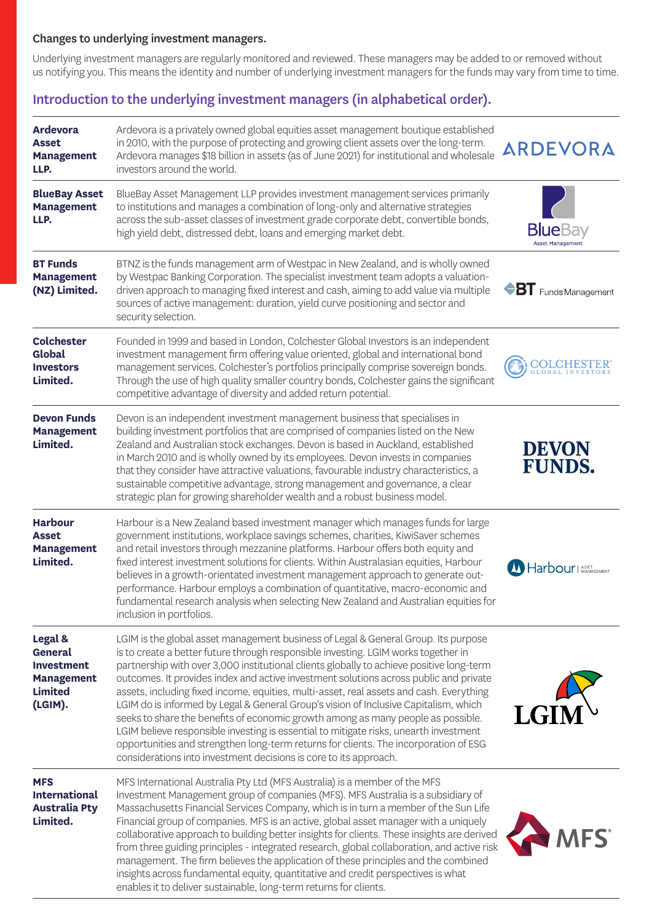### Changes to underlying investment managers.

Underlying investment managers are regularly monitored and reviewed. These managers may be added to or removed without us notifying you. This means the identity and number of underlying investment managers for the funds may vary from time to time.

## Introduction to the underlying investment managers (in alphabetical order).

| | |
|---|---|
| **Ardevora Asset Management LLP.** | Ardevora is a privately owned global equities asset management boutique established in 2010, with the purpose of protecting and growing client assets over the long-term. Ardevora manages $18 billion in assets (as of June 2021) for institutional and wholesale investors around the world. |
| **BlueBay Asset Management LLP.** | BlueBay Asset Management LLP provides investment management services primarily to institutions and manages a combination of long-only and alternative strategies across the sub-asset classes of investment grade corporate debt, convertible bonds, high yield debt, distressed debt, loans and emerging market debt. |
| **BT Funds Management (NZ) Limited.** | BTNZ is the funds management arm of Westpac in New Zealand, and is wholly owned by Westpac Banking Corporation. The specialist investment team adopts a valuation-driven approach to managing fixed interest and cash, aiming to add value via multiple sources of active management: duration, yield curve positioning and sector and security selection. |
| **Colchester Global Investors Limited.** | Founded in 1999 and based in London, Colchester Global Investors is an independent investment management firm offering value oriented, global and international bond management services. Colchester's portfolios principally comprise sovereign bonds. Through the use of high quality smaller country bonds, Colchester gains the significant competitive advantage of diversity and added return potential. |
| **Devon Funds Management Limited.** | Devon is an independent investment management business that specialises in building investment portfolios that are comprised of companies listed on the New Zealand and Australian stock exchanges. Devon is based in Auckland, established in March 2010 and is wholly owned by its employees. Devon invests in companies that they consider have attractive valuations, favourable industry characteristics, a sustainable competitive advantage, strong management and governance, a clear strategic plan for growing shareholder wealth and a robust business model. |
| **Harbour Asset Management Limited.** | Harbour is a New Zealand based investment manager which manages funds for large government institutions, workplace savings schemes, charities, KiwiSaver schemes and retail investors through mezzanine platforms. Harbour offers both equity and fixed interest investment solutions for clients. Within Australasian equities, Harbour believes in a growth-orientated investment management approach to generate out-performance. Harbour employs a combination of quantitative, macro-economic and fundamental research analysis when selecting New Zealand and Australian equities for inclusion in portfolios. |
| **Legal & General Investment Management Limited (LGIM).** | LGIM is the global asset management business of Legal & General Group. Its purpose is to create a better future through responsible investing. LGIM works together in partnership with over 3,000 institutional clients globally to achieve positive long-term outcomes. It provides index and active investment solutions across public and private assets, including fixed income, equities, multi-asset, real assets and cash. Everything LGIM do is informed by Legal & General Group's vision of Inclusive Capitalism, which seeks to share the benefits of economic growth among as many people as possible. LGIM believe responsible investing is essential to mitigate risks, unearth investment opportunities and strengthen long-term returns for clients. The incorporation of ESG considerations into investment decisions is core to its approach. |
| **MFS International Australia Pty Limited.** | MFS International Australia Pty Ltd (MFS Australia) is a member of the MFS Investment Management group of companies (MFS). MFS Australia is a subsidiary of Massachusetts Financial Services Company, which is in turn a member of the Sun Life Financial group of companies. MFS is an active, global asset manager with a uniquely collaborative approach to building better insights for clients. These insights are derived from three guiding principles - integrated research, global collaboration, and active risk management. The firm believes the application of these principles and the combined insights across fundamental equity, quantitative and credit perspectives is what enables it to deliver sustainable, long-term returns for clients. |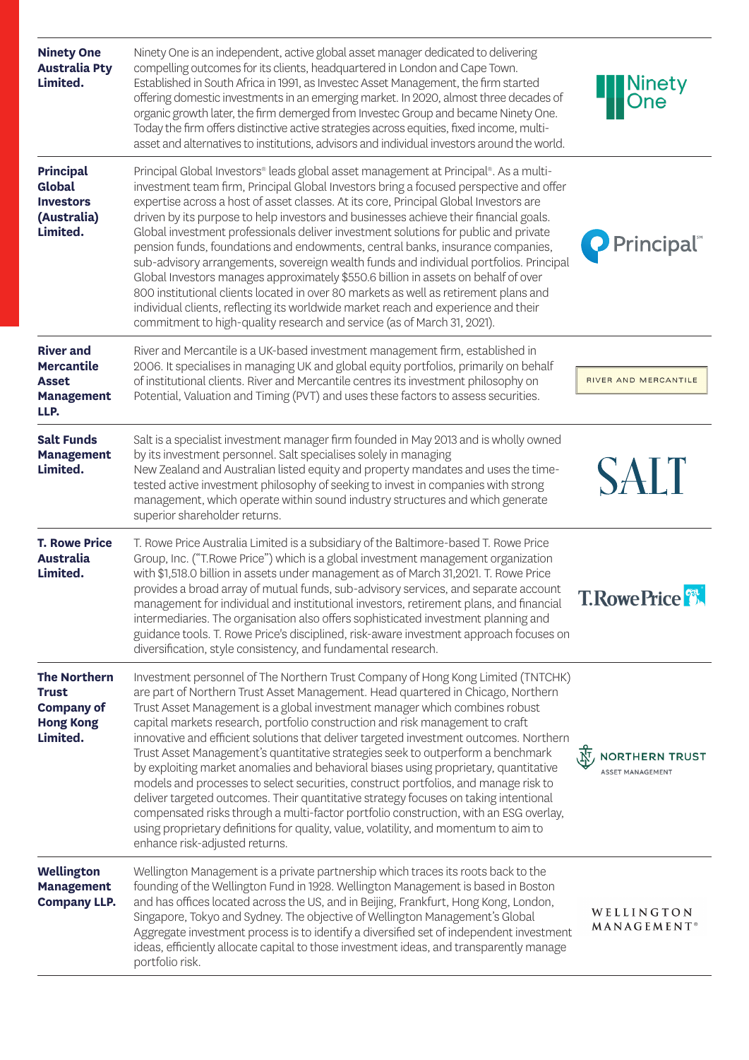| | | |
|---|---|---|
| **Ninety One Australia Pty Limited.** | Ninety One is an independent, active global asset manager dedicated to delivering compelling outcomes for its clients, headquartered in London and Cape Town. Established in South Africa in 1991, as Investec Asset Management, the firm started offering domestic investments in an emerging market. In 2020, almost three decades of organic growth later, the firm demerged from Investec Group and became Ninety One. Today the firm offers distinctive active strategies across equities, fixed income, multi-asset and alternatives to institutions, advisors and individual investors around the world. | Ninety One |
| **Principal Global Investors (Australia) Limited.** | Principal Global Investors® leads global asset management at Principal®. As a multi-investment team firm, Principal Global Investors bring a focused perspective and offer expertise across a host of asset classes. At its core, Principal Global Investors are driven by its purpose to help investors and businesses achieve their financial goals. Global investment professionals deliver investment solutions for public and private pension funds, foundations and endowments, central banks, insurance companies, sub-advisory arrangements, sovereign wealth funds and individual portfolios. Principal Global Investors manages approximately $550.6 billion in assets on behalf of over 800 institutional clients located in over 80 markets as well as retirement plans and individual clients, reflecting its worldwide market reach and experience and their commitment to high-quality research and service (as of March 31, 2021). | Principal℠ |
| **River and Mercantile Asset Management LLP.** | River and Mercantile is a UK-based investment management firm, established in 2006. It specialises in managing UK and global equity portfolios, primarily on behalf of institutional clients. River and Mercantile centres its investment philosophy on Potential, Valuation and Timing (PVT) and uses these factors to assess securities. | RIVER AND MERCANTILE |
| **Salt Funds Management Limited.** | Salt is a specialist investment manager firm founded in May 2013 and is wholly owned by its investment personnel. Salt specialises solely in managing New Zealand and Australian listed equity and property mandates and uses the time-tested active investment philosophy of seeking to invest in companies with strong management, which operate within sound industry structures and which generate superior shareholder returns. | SALT |
| **T. Rowe Price Australia Limited.** | T. Rowe Price Australia Limited is a subsidiary of the Baltimore-based T. Rowe Price Group, Inc. ("T.Rowe Price") which is a global investment management organization with $1,518.0 billion in assets under management as of March 31,2021. T. Rowe Price provides a broad array of mutual funds, sub-advisory services, and separate account management for individual and institutional investors, retirement plans, and financial intermediaries. The organisation also offers sophisticated investment planning and guidance tools. T. Rowe Price's disciplined, risk-aware investment approach focuses on diversification, style consistency, and fundamental research. | T.RowePrice |
| **The Northern Trust Company of Hong Kong Limited.** | Investment personnel of The Northern Trust Company of Hong Kong Limited (TNTCHK) are part of Northern Trust Asset Management. Head quartered in Chicago, Northern Trust Asset Management is a global investment manager which combines robust capital markets research, portfolio construction and risk management to craft innovative and efficient solutions that deliver targeted investment outcomes. Northern Trust Asset Management's quantitative strategies seek to outperform a benchmark by exploiting market anomalies and behavioral biases using proprietary, quantitative models and processes to select securities, construct portfolios, and manage risk to deliver targeted outcomes. Their quantitative strategy focuses on taking intentional compensated risks through a multi-factor portfolio construction, with an ESG overlay, using proprietary definitions for quality, value, volatility, and momentum to aim to enhance risk-adjusted returns. | NORTHERN TRUST ASSET MANAGEMENT |
| **Wellington Management Company LLP.** | Wellington Management is a private partnership which traces its roots back to the founding of the Wellington Fund in 1928. Wellington Management is based in Boston and has offices located across the US, and in Beijing, Frankfurt, Hong Kong, London, Singapore, Tokyo and Sydney. The objective of Wellington Management's Global Aggregate investment process is to identify a diversified set of independent investment ideas, efficiently allocate capital to those investment ideas, and transparently manage portfolio risk. | WELLINGTON MANAGEMENT® |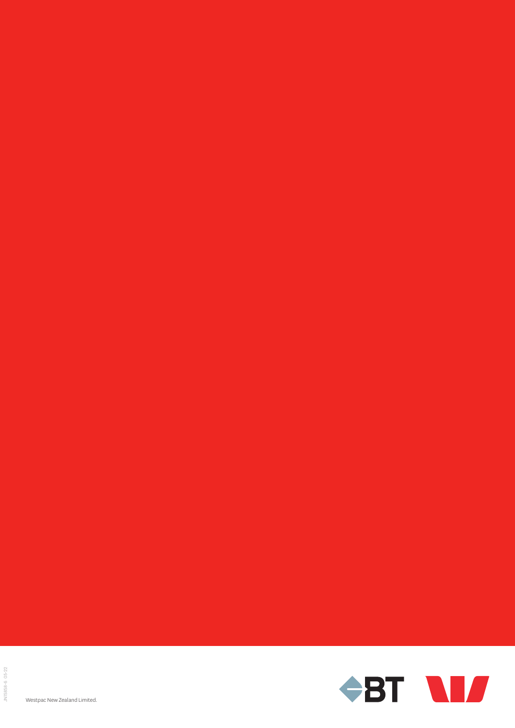JN15858-6 05-22

Westpac New Zealand Limited.